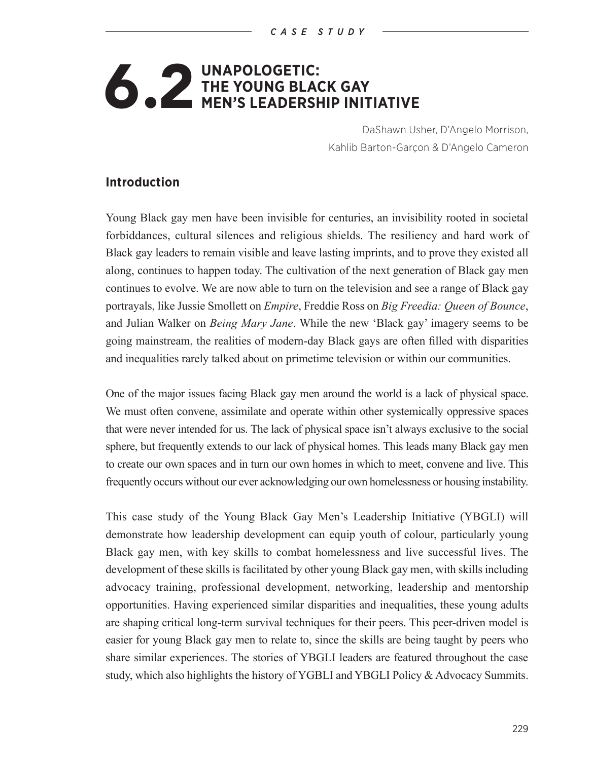*CASE STUDY*

# 6.2 UNAPOLOGETIC: THE YOUNG BLACK GAY MEN'S LEADERSHIP INITIATIVE

DaShawn Usher, D'Angelo Morrison, Kahlib Barton-Garçon & D'Angelo Cameron

## Introduction

Young Black gay men have been invisible for centuries, an invisibility rooted in societal forbiddances, cultural silences and religious shields. The resiliency and hard work of Black gay leaders to remain visible and leave lasting imprints, and to prove they existed all along, continues to happen today. The cultivation of the next generation of Black gay men continues to evolve. We are now able to turn on the television and see a range of Black gay portrayals, like Jussie Smollett on *Empire*, Freddie Ross on *Big Freedia: Queen of Bounce*, and Julian Walker on *Being Mary Jane*. While the new 'Black gay' imagery seems to be going mainstream, the realities of modern-day Black gays are often filled with disparities and inequalities rarely talked about on primetime television or within our communities.

One of the major issues facing Black gay men around the world is a lack of physical space. We must often convene, assimilate and operate within other systemically oppressive spaces that were never intended for us. The lack of physical space isn't always exclusive to the social sphere, but frequently extends to our lack of physical homes. This leads many Black gay men to create our own spaces and in turn our own homes in which to meet, convene and live. This frequently occurs without our ever acknowledging our own homelessness or housing instability.

This case study of the Young Black Gay Men's Leadership Initiative (YBGLI) will demonstrate how leadership development can equip youth of colour, particularly young Black gay men, with key skills to combat homelessness and live successful lives. The development of these skills is facilitated by other young Black gay men, with skills including advocacy training, professional development, networking, leadership and mentorship opportunities. Having experienced similar disparities and inequalities, these young adults are shaping critical long-term survival techniques for their peers. This peer-driven model is easier for young Black gay men to relate to, since the skills are being taught by peers who share similar experiences. The stories of YBGLI leaders are featured throughout the case study, which also highlights the history of YGBLI and YBGLI Policy & Advocacy Summits.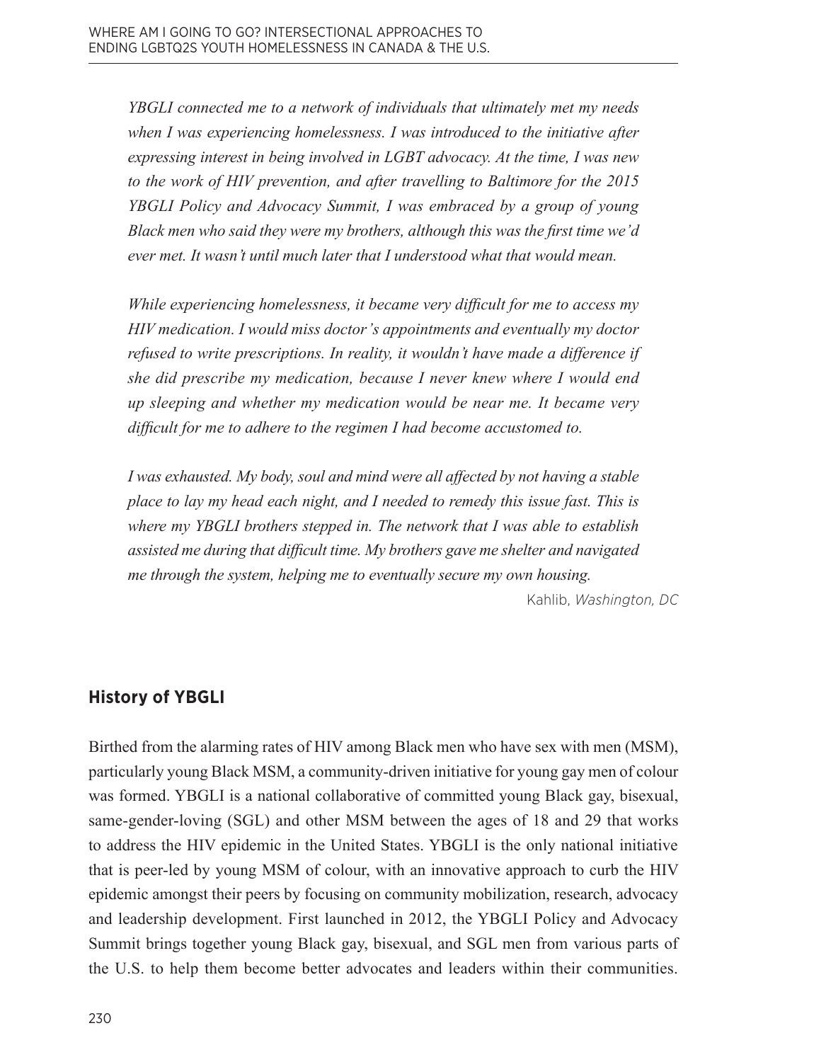*YBGLI connected me to a network of individuals that ultimately met my needs when I was experiencing homelessness. I was introduced to the initiative after expressing interest in being involved in LGBT advocacy. At the time, I was new to the work of HIV prevention, and after travelling to Baltimore for the 2015 YBGLI Policy and Advocacy Summit, I was embraced by a group of young Black men who said they were my brothers, although this was the first time we'd ever met. It wasn't until much later that I understood what that would mean.*

*While experiencing homelessness, it became very difficult for me to access my HIV medication. I would miss doctor's appointments and eventually my doctor refused to write prescriptions. In reality, it wouldn't have made a difference if she did prescribe my medication, because I never knew where I would end up sleeping and whether my medication would be near me. It became very difficult for me to adhere to the regimen I had become accustomed to.*

*I was exhausted. My body, soul and mind were all affected by not having a stable place to lay my head each night, and I needed to remedy this issue fast. This is where my YBGLI brothers stepped in. The network that I was able to establish assisted me during that difficult time. My brothers gave me shelter and navigated me through the system, helping me to eventually secure my own housing.*

Kahlib, *Washington, DC*

## History of YBGLI

Birthed from the alarming rates of HIV among Black men who have sex with men (MSM), particularly young Black MSM, a community-driven initiative for young gay men of colour was formed. YBGLI is a national collaborative of committed young Black gay, bisexual, same-gender-loving (SGL) and other MSM between the ages of 18 and 29 that works to address the HIV epidemic in the United States. YBGLI is the only national initiative that is peer-led by young MSM of colour, with an innovative approach to curb the HIV epidemic amongst their peers by focusing on community mobilization, research, advocacy and leadership development. First launched in 2012, the YBGLI Policy and Advocacy Summit brings together young Black gay, bisexual, and SGL men from various parts of the U.S. to help them become better advocates and leaders within their communities.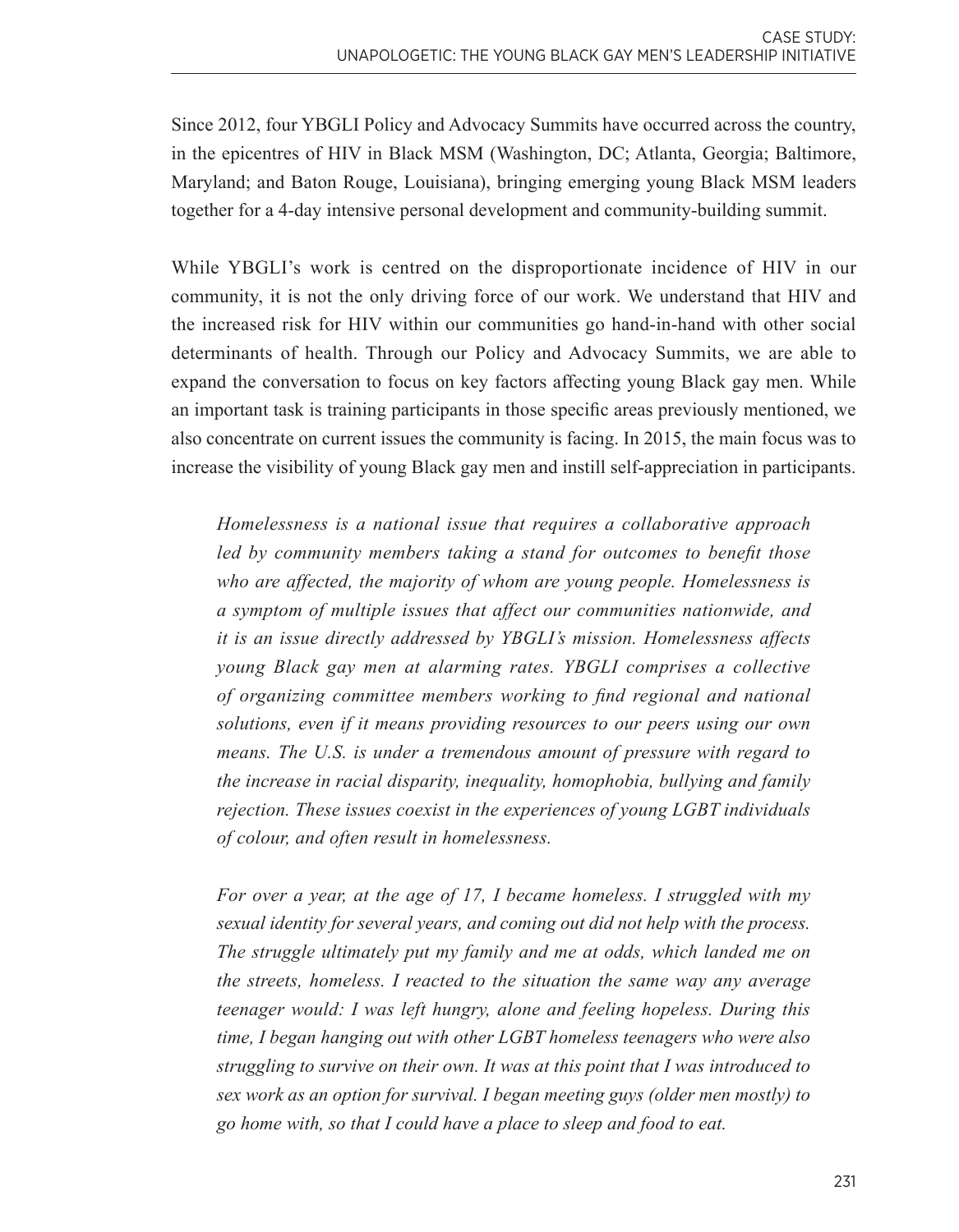Since 2012, four YBGLI Policy and Advocacy Summits have occurred across the country, in the epicentres of HIV in Black MSM (Washington, DC; Atlanta, Georgia; Baltimore, Maryland; and Baton Rouge, Louisiana), bringing emerging young Black MSM leaders together for a 4-day intensive personal development and community-building summit.

While YBGLI's work is centred on the disproportionate incidence of HIV in our community, it is not the only driving force of our work. We understand that HIV and the increased risk for HIV within our communities go hand-in-hand with other social determinants of health. Through our Policy and Advocacy Summits, we are able to expand the conversation to focus on key factors affecting young Black gay men. While an important task is training participants in those specific areas previously mentioned, we also concentrate on current issues the community is facing. In 2015, the main focus was to increase the visibility of young Black gay men and instill self-appreciation in participants.

> *Homelessness is a national issue that requires a collaborative approach led by community members taking a stand for outcomes to benefit those who are affected, the majority of whom are young people. Homelessness is a symptom of multiple issues that affect our communities nationwide, and it is an issue directly addressed by YBGLI's mission. Homelessness affects young Black gay men at alarming rates. YBGLI comprises a collective of organizing committee members working to find regional and national solutions, even if it means providing resources to our peers using our own means. The U.S. is under a tremendous amount of pressure with regard to the increase in racial disparity, inequality, homophobia, bullying and family rejection. These issues coexist in the experiences of young LGBT individuals of colour, and often result in homelessness.*
>
> *For over a year, at the age of 17, I became homeless. I struggled with my sexual identity for several years, and coming out did not help with the process. The struggle ultimately put my family and me at odds, which landed me on the streets, homeless. I reacted to the situation the same way any average teenager would: I was left hungry, alone and feeling hopeless. During this time, I began hanging out with other LGBT homeless teenagers who were also struggling to survive on their own. It was at this point that I was introduced to sex work as an option for survival. I began meeting guys (older men mostly) to go home with, so that I could have a place to sleep and food to eat.*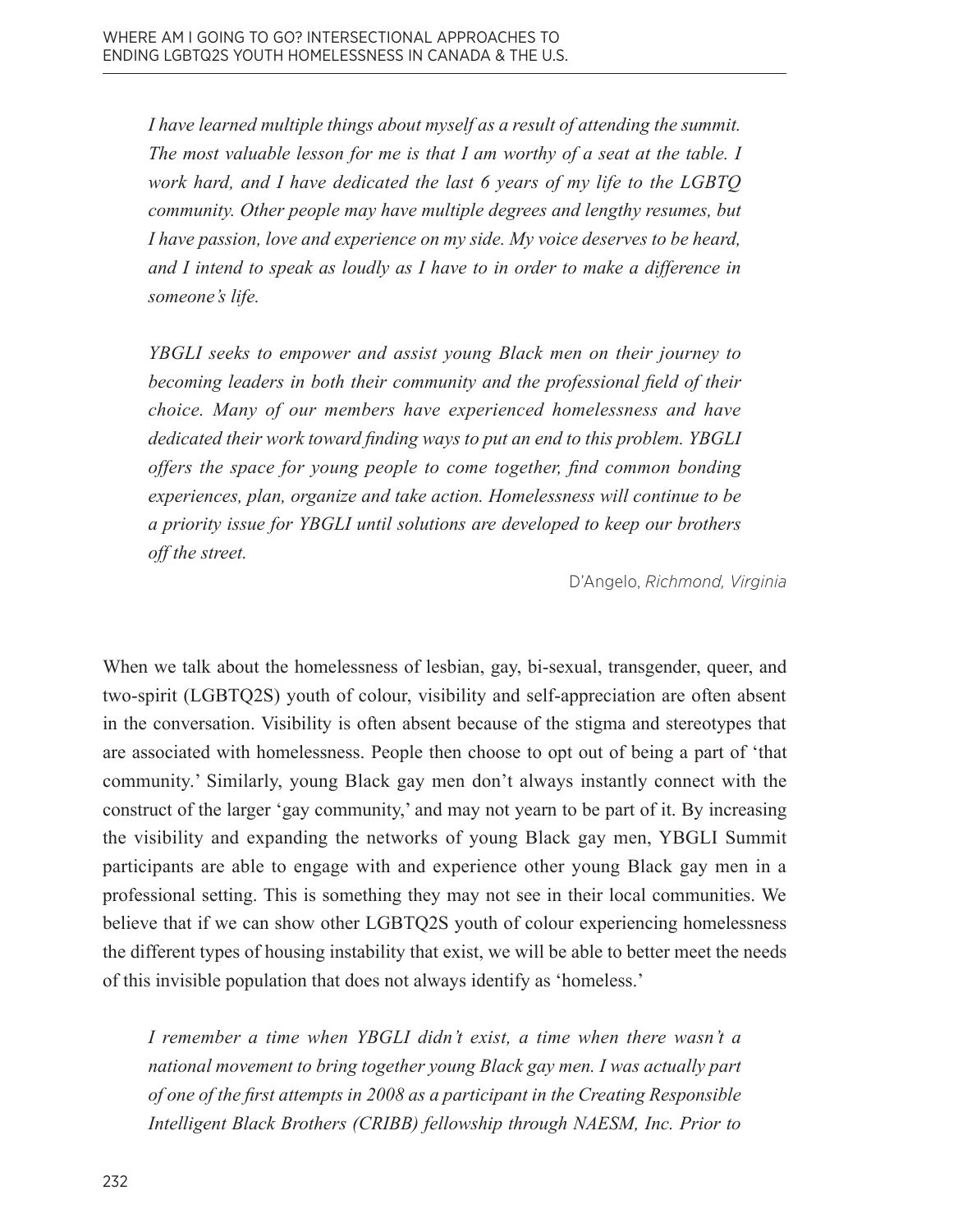*I have learned multiple things about myself as a result of attending the summit. The most valuable lesson for me is that I am worthy of a seat at the table. I work hard, and I have dedicated the last 6 years of my life to the LGBTQ community. Other people may have multiple degrees and lengthy resumes, but I have passion, love and experience on my side. My voice deserves to be heard, and I intend to speak as loudly as I have to in order to make a difference in someone's life.*

*YBGLI seeks to empower and assist young Black men on their journey to becoming leaders in both their community and the professional field of their choice. Many of our members have experienced homelessness and have dedicated their work toward finding ways to put an end to this problem. YBGLI offers the space for young people to come together, find common bonding experiences, plan, organize and take action. Homelessness will continue to be a priority issue for YBGLI until solutions are developed to keep our brothers off the street.*

D'Angelo, *Richmond, Virginia*

When we talk about the homelessness of lesbian, gay, bi-sexual, transgender, queer, and two-spirit (LGBTQ2S) youth of colour, visibility and self-appreciation are often absent in the conversation. Visibility is often absent because of the stigma and stereotypes that are associated with homelessness. People then choose to opt out of being a part of 'that community.' Similarly, young Black gay men don't always instantly connect with the construct of the larger 'gay community,' and may not yearn to be part of it. By increasing the visibility and expanding the networks of young Black gay men, YBGLI Summit participants are able to engage with and experience other young Black gay men in a professional setting. This is something they may not see in their local communities. We believe that if we can show other LGBTQ2S youth of colour experiencing homelessness the different types of housing instability that exist, we will be able to better meet the needs of this invisible population that does not always identify as 'homeless.'

*I remember a time when YBGLI didn't exist, a time when there wasn't a national movement to bring together young Black gay men. I was actually part of one of the first attempts in 2008 as a participant in the Creating Responsible Intelligent Black Brothers (CRIBB) fellowship through NAESM, Inc. Prior to*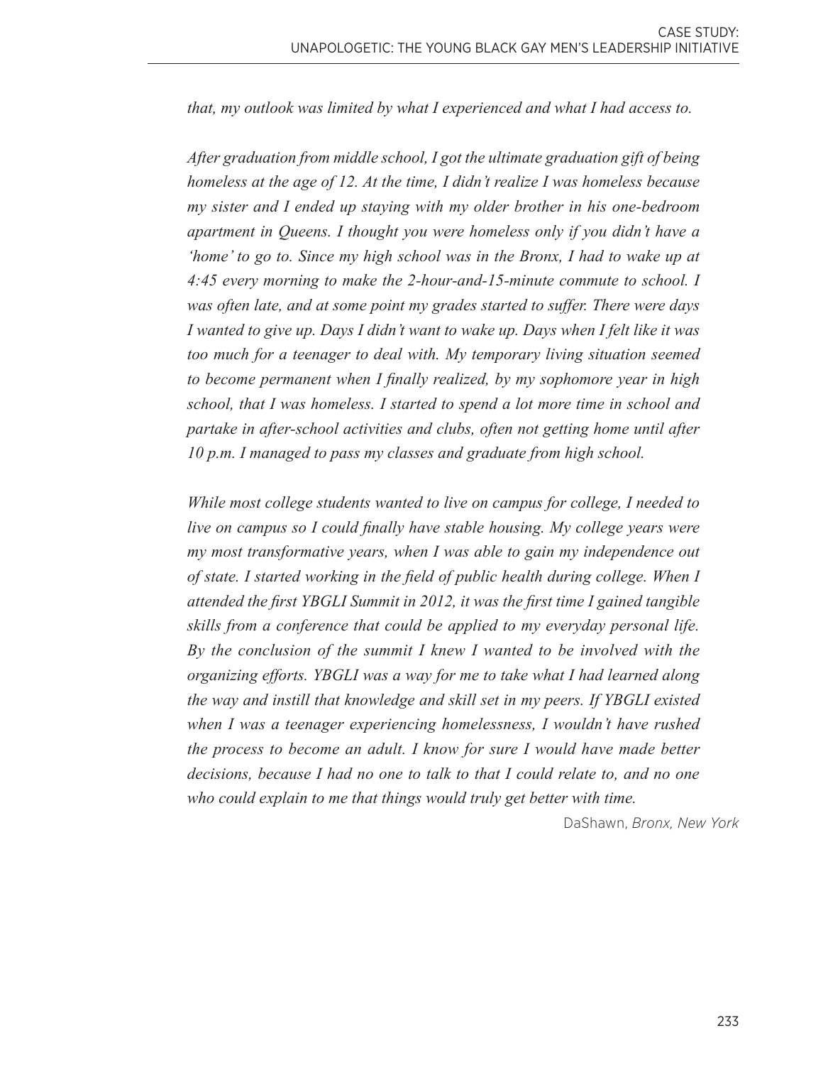*that, my outlook was limited by what I experienced and what I had access to.*

*After graduation from middle school, I got the ultimate graduation gift of being homeless at the age of 12. At the time, I didn't realize I was homeless because my sister and I ended up staying with my older brother in his one-bedroom apartment in Queens. I thought you were homeless only if you didn't have a 'home' to go to. Since my high school was in the Bronx, I had to wake up at 4:45 every morning to make the 2-hour-and-15-minute commute to school. I was often late, and at some point my grades started to suffer. There were days I wanted to give up. Days I didn't want to wake up. Days when I felt like it was too much for a teenager to deal with. My temporary living situation seemed to become permanent when I finally realized, by my sophomore year in high school, that I was homeless. I started to spend a lot more time in school and partake in after-school activities and clubs, often not getting home until after 10 p.m. I managed to pass my classes and graduate from high school.*

*While most college students wanted to live on campus for college, I needed to live on campus so I could finally have stable housing. My college years were my most transformative years, when I was able to gain my independence out of state. I started working in the field of public health during college. When I attended the first YBGLI Summit in 2012, it was the first time I gained tangible skills from a conference that could be applied to my everyday personal life. By the conclusion of the summit I knew I wanted to be involved with the organizing efforts. YBGLI was a way for me to take what I had learned along the way and instill that knowledge and skill set in my peers. If YBGLI existed when I was a teenager experiencing homelessness, I wouldn't have rushed the process to become an adult. I know for sure I would have made better decisions, because I had no one to talk to that I could relate to, and no one who could explain to me that things would truly get better with time.*

DaShawn, *Bronx, New York*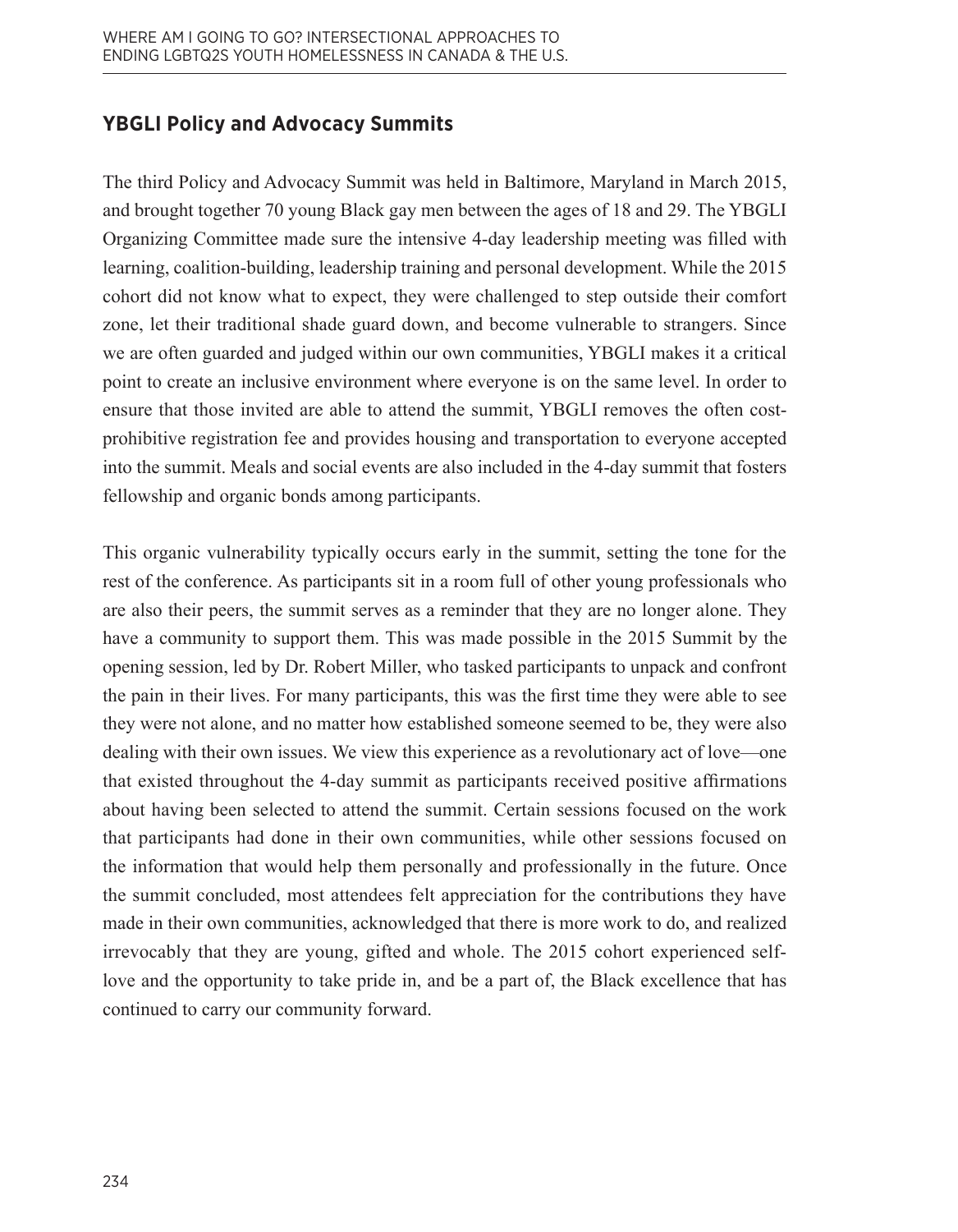## YBGLI Policy and Advocacy Summits

The third Policy and Advocacy Summit was held in Baltimore, Maryland in March 2015, and brought together 70 young Black gay men between the ages of 18 and 29. The YBGLI Organizing Committee made sure the intensive 4-day leadership meeting was filled with learning, coalition-building, leadership training and personal development. While the 2015 cohort did not know what to expect, they were challenged to step outside their comfort zone, let their traditional shade guard down, and become vulnerable to strangers. Since we are often guarded and judged within our own communities, YBGLI makes it a critical point to create an inclusive environment where everyone is on the same level. In order to ensure that those invited are able to attend the summit, YBGLI removes the often cost-prohibitive registration fee and provides housing and transportation to everyone accepted into the summit. Meals and social events are also included in the 4-day summit that fosters fellowship and organic bonds among participants.

This organic vulnerability typically occurs early in the summit, setting the tone for the rest of the conference. As participants sit in a room full of other young professionals who are also their peers, the summit serves as a reminder that they are no longer alone. They have a community to support them. This was made possible in the 2015 Summit by the opening session, led by Dr. Robert Miller, who tasked participants to unpack and confront the pain in their lives. For many participants, this was the first time they were able to see they were not alone, and no matter how established someone seemed to be, they were also dealing with their own issues. We view this experience as a revolutionary act of love—one that existed throughout the 4-day summit as participants received positive affirmations about having been selected to attend the summit. Certain sessions focused on the work that participants had done in their own communities, while other sessions focused on the information that would help them personally and professionally in the future. Once the summit concluded, most attendees felt appreciation for the contributions they have made in their own communities, acknowledged that there is more work to do, and realized irrevocably that they are young, gifted and whole. The 2015 cohort experienced self-love and the opportunity to take pride in, and be a part of, the Black excellence that has continued to carry our community forward.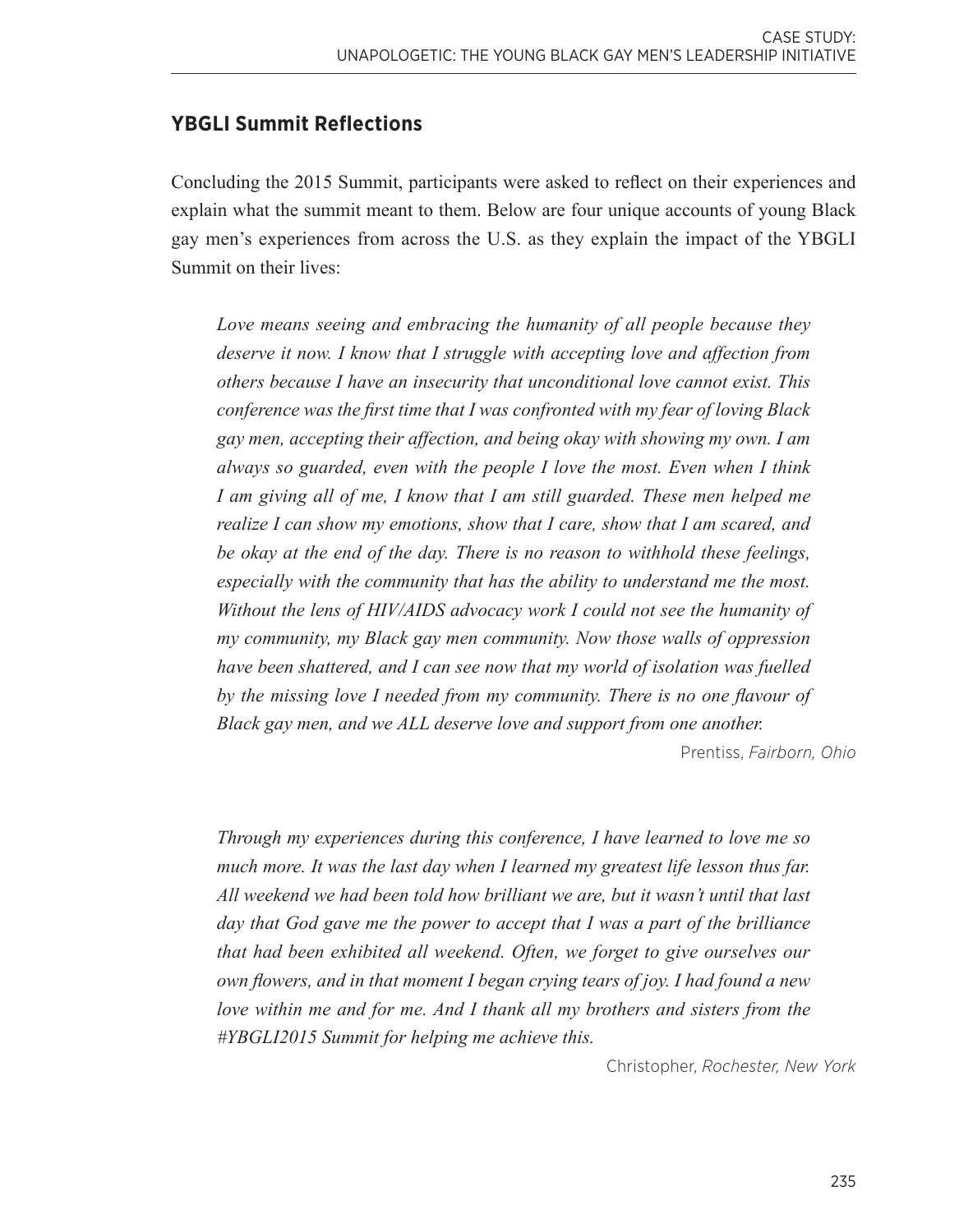## YBGLI Summit Reflections

Concluding the 2015 Summit, participants were asked to reflect on their experiences and explain what the summit meant to them. Below are four unique accounts of young Black gay men's experiences from across the U.S. as they explain the impact of the YBGLI Summit on their lives:

> *Love means seeing and embracing the humanity of all people because they deserve it now. I know that I struggle with accepting love and affection from others because I have an insecurity that unconditional love cannot exist. This conference was the first time that I was confronted with my fear of loving Black gay men, accepting their affection, and being okay with showing my own. I am always so guarded, even with the people I love the most. Even when I think I am giving all of me, I know that I am still guarded. These men helped me realize I can show my emotions, show that I care, show that I am scared, and be okay at the end of the day. There is no reason to withhold these feelings, especially with the community that has the ability to understand me the most. Without the lens of HIV/AIDS advocacy work I could not see the humanity of my community, my Black gay men community. Now those walls of oppression have been shattered, and I can see now that my world of isolation was fuelled by the missing love I needed from my community. There is no one flavour of Black gay men, and we ALL deserve love and support from one another.*
>
> Prentiss, *Fairborn, Ohio*

> *Through my experiences during this conference, I have learned to love me so much more. It was the last day when I learned my greatest life lesson thus far. All weekend we had been told how brilliant we are, but it wasn't until that last day that God gave me the power to accept that I was a part of the brilliance that had been exhibited all weekend. Often, we forget to give ourselves our own flowers, and in that moment I began crying tears of joy. I had found a new love within me and for me. And I thank all my brothers and sisters from the #YBGLI2015 Summit for helping me achieve this.*
>
> Christopher, *Rochester, New York*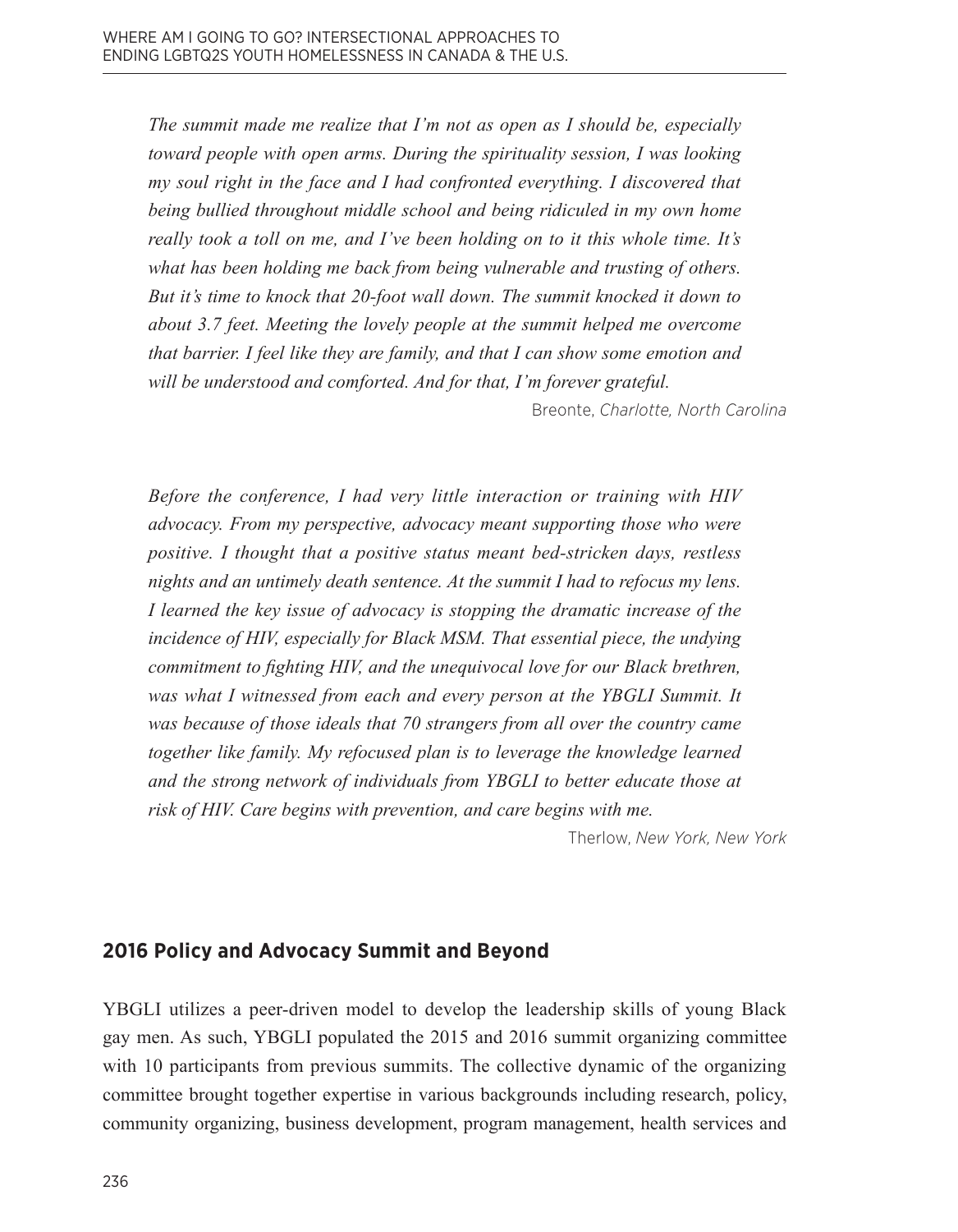*The summit made me realize that I'm not as open as I should be, especially toward people with open arms. During the spirituality session, I was looking my soul right in the face and I had confronted everything. I discovered that being bullied throughout middle school and being ridiculed in my own home really took a toll on me, and I've been holding on to it this whole time. It's what has been holding me back from being vulnerable and trusting of others. But it's time to knock that 20-foot wall down. The summit knocked it down to about 3.7 feet. Meeting the lovely people at the summit helped me overcome that barrier. I feel like they are family, and that I can show some emotion and will be understood and comforted. And for that, I'm forever grateful.*

Breonte, *Charlotte, North Carolina*

*Before the conference, I had very little interaction or training with HIV advocacy. From my perspective, advocacy meant supporting those who were positive. I thought that a positive status meant bed-stricken days, restless nights and an untimely death sentence. At the summit I had to refocus my lens. I learned the key issue of advocacy is stopping the dramatic increase of the incidence of HIV, especially for Black MSM. That essential piece, the undying commitment to fighting HIV, and the unequivocal love for our Black brethren, was what I witnessed from each and every person at the YBGLI Summit. It was because of those ideals that 70 strangers from all over the country came together like family. My refocused plan is to leverage the knowledge learned and the strong network of individuals from YBGLI to better educate those at risk of HIV. Care begins with prevention, and care begins with me.*

Therlow, *New York, New York*

## 2016 Policy and Advocacy Summit and Beyond

YBGLI utilizes a peer-driven model to develop the leadership skills of young Black gay men. As such, YBGLI populated the 2015 and 2016 summit organizing committee with 10 participants from previous summits. The collective dynamic of the organizing committee brought together expertise in various backgrounds including research, policy, community organizing, business development, program management, health services and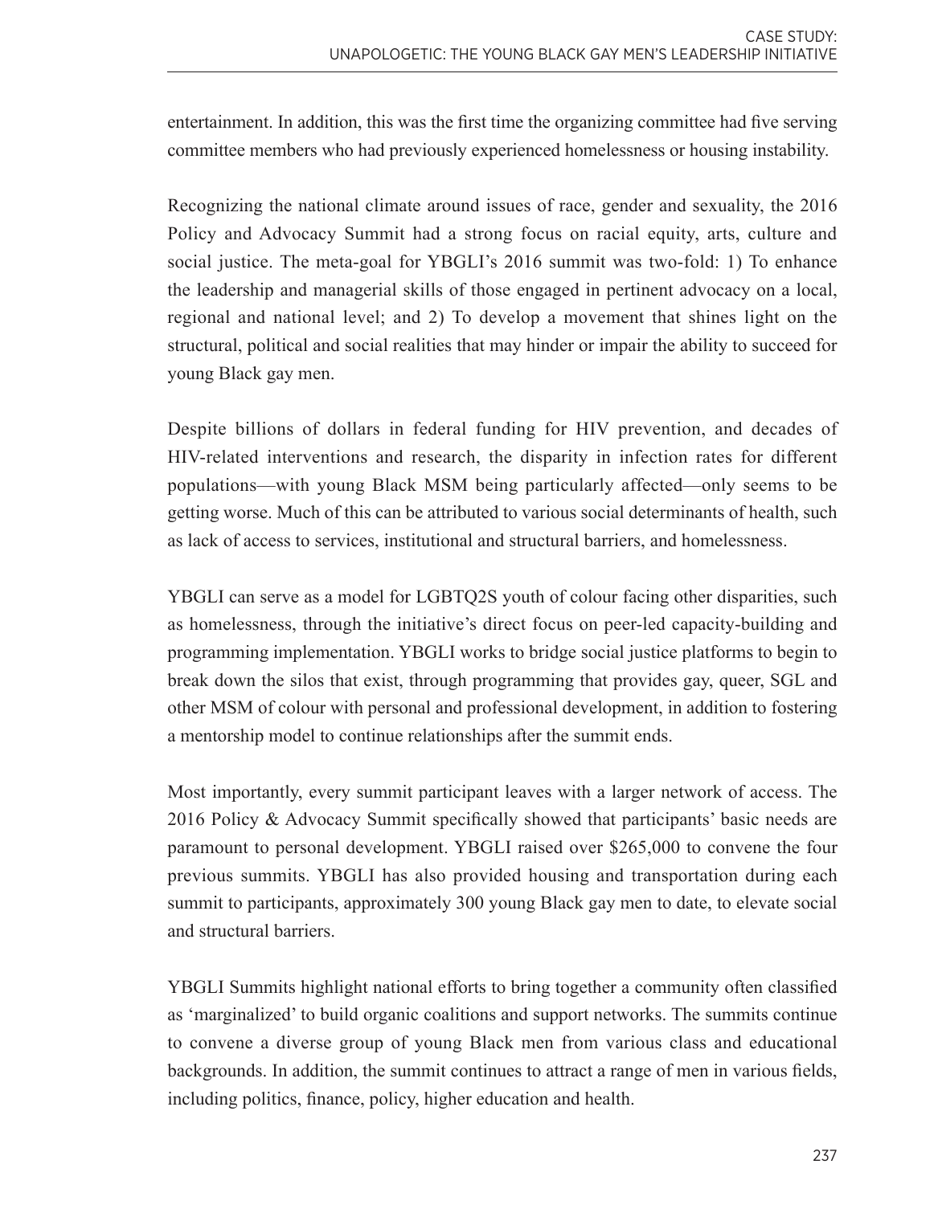entertainment. In addition, this was the first time the organizing committee had five serving committee members who had previously experienced homelessness or housing instability.

Recognizing the national climate around issues of race, gender and sexuality, the 2016 Policy and Advocacy Summit had a strong focus on racial equity, arts, culture and social justice. The meta-goal for YBGLI's 2016 summit was two-fold: 1) To enhance the leadership and managerial skills of those engaged in pertinent advocacy on a local, regional and national level; and 2) To develop a movement that shines light on the structural, political and social realities that may hinder or impair the ability to succeed for young Black gay men.

Despite billions of dollars in federal funding for HIV prevention, and decades of HIV-related interventions and research, the disparity in infection rates for different populations—with young Black MSM being particularly affected—only seems to be getting worse. Much of this can be attributed to various social determinants of health, such as lack of access to services, institutional and structural barriers, and homelessness.

YBGLI can serve as a model for LGBTQ2S youth of colour facing other disparities, such as homelessness, through the initiative's direct focus on peer-led capacity-building and programming implementation. YBGLI works to bridge social justice platforms to begin to break down the silos that exist, through programming that provides gay, queer, SGL and other MSM of colour with personal and professional development, in addition to fostering a mentorship model to continue relationships after the summit ends.

Most importantly, every summit participant leaves with a larger network of access. The 2016 Policy & Advocacy Summit specifically showed that participants' basic needs are paramount to personal development. YBGLI raised over $265,000 to convene the four previous summits. YBGLI has also provided housing and transportation during each summit to participants, approximately 300 young Black gay men to date, to elevate social and structural barriers.

YBGLI Summits highlight national efforts to bring together a community often classified as 'marginalized' to build organic coalitions and support networks. The summits continue to convene a diverse group of young Black men from various class and educational backgrounds. In addition, the summit continues to attract a range of men in various fields, including politics, finance, policy, higher education and health.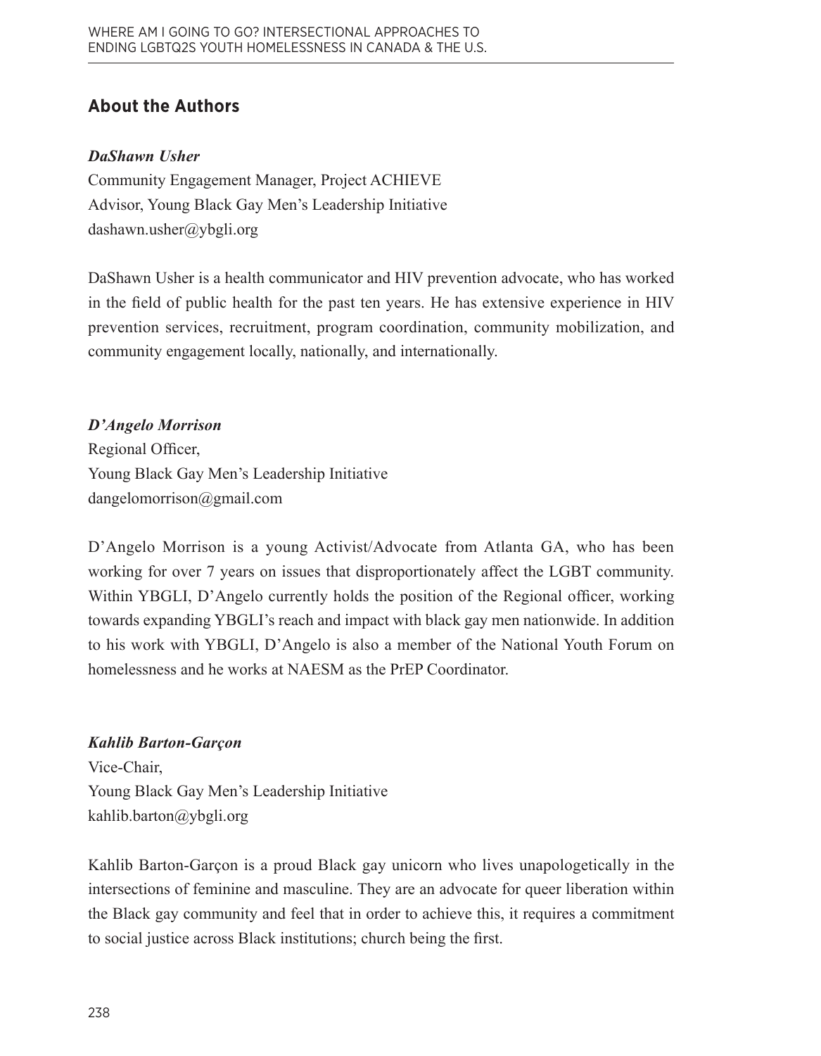## About the Authors

***DaShawn Usher***

Community Engagement Manager, Project ACHIEVE
Advisor, Young Black Gay Men's Leadership Initiative
dashawn.usher@ybgli.org

DaShawn Usher is a health communicator and HIV prevention advocate, who has worked in the field of public health for the past ten years. He has extensive experience in HIV prevention services, recruitment, program coordination, community mobilization, and community engagement locally, nationally, and internationally.

***D'Angelo Morrison***

Regional Officer,
Young Black Gay Men's Leadership Initiative
dangelomorrison@gmail.com

D'Angelo Morrison is a young Activist/Advocate from Atlanta GA, who has been working for over 7 years on issues that disproportionately affect the LGBT community. Within YBGLI, D'Angelo currently holds the position of the Regional officer, working towards expanding YBGLI's reach and impact with black gay men nationwide. In addition to his work with YBGLI, D'Angelo is also a member of the National Youth Forum on homelessness and he works at NAESM as the PrEP Coordinator.

***Kahlib Barton-Garçon***

Vice-Chair,
Young Black Gay Men's Leadership Initiative
kahlib.barton@ybgli.org

Kahlib Barton-Garçon is a proud Black gay unicorn who lives unapologetically in the intersections of feminine and masculine. They are an advocate for queer liberation within the Black gay community and feel that in order to achieve this, it requires a commitment to social justice across Black institutions; church being the first.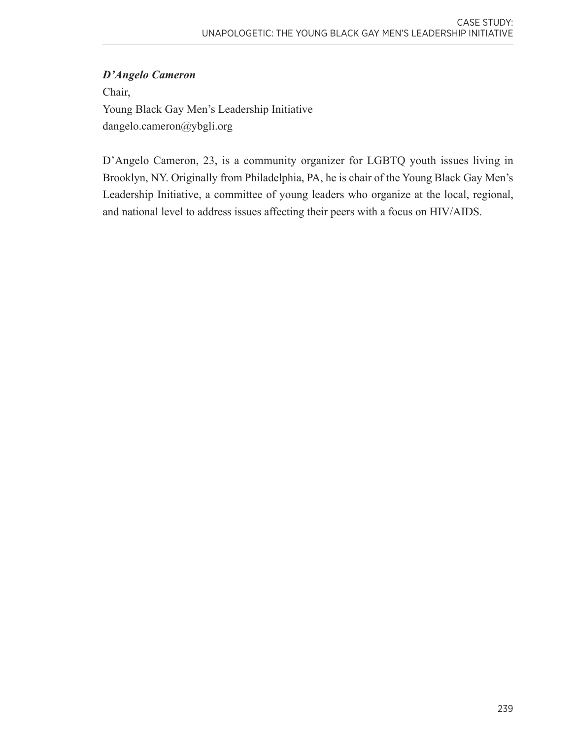***D'Angelo Cameron***
Chair,
Young Black Gay Men's Leadership Initiative
dangelo.cameron@ybgli.org

D'Angelo Cameron, 23, is a community organizer for LGBTQ youth issues living in Brooklyn, NY. Originally from Philadelphia, PA, he is chair of the Young Black Gay Men's Leadership Initiative, a committee of young leaders who organize at the local, regional, and national level to address issues affecting their peers with a focus on HIV/AIDS.